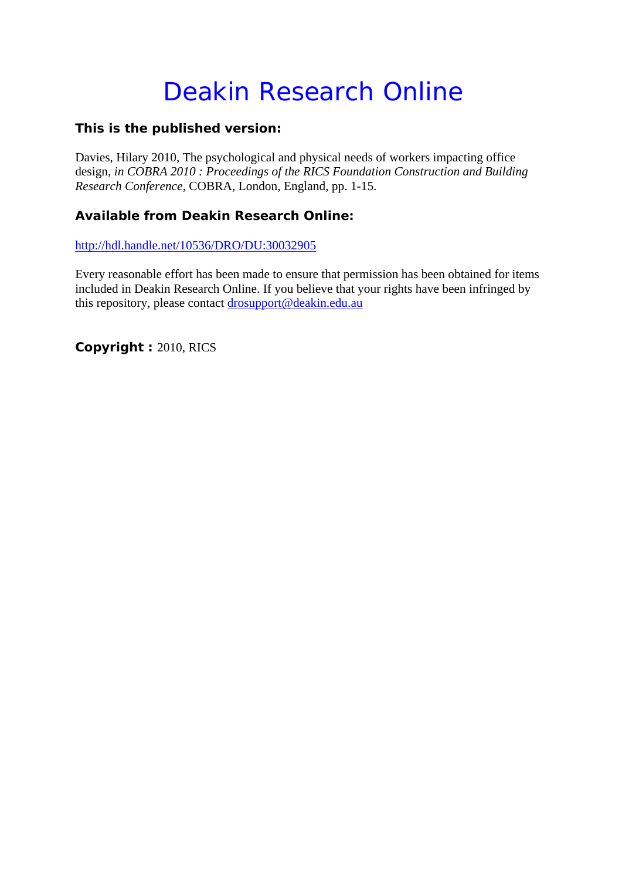# Deakin Research Online

**This is the published version:**

Davies, Hilary 2010, The psychological and physical needs of workers impacting office design, *in COBRA 2010 : Proceedings of the RICS Foundation Construction and Building Research Conference*, COBRA, London, England, pp. 1-15.

**Available from Deakin Research Online:**

http://hdl.handle.net/10536/DRO/DU:30032905

Every reasonable effort has been made to ensure that permission has been obtained for items included in Deakin Research Online. If you believe that your rights have been infringed by this repository, please contact drosupport@deakin.edu.au

**Copyright :** 2010, RICS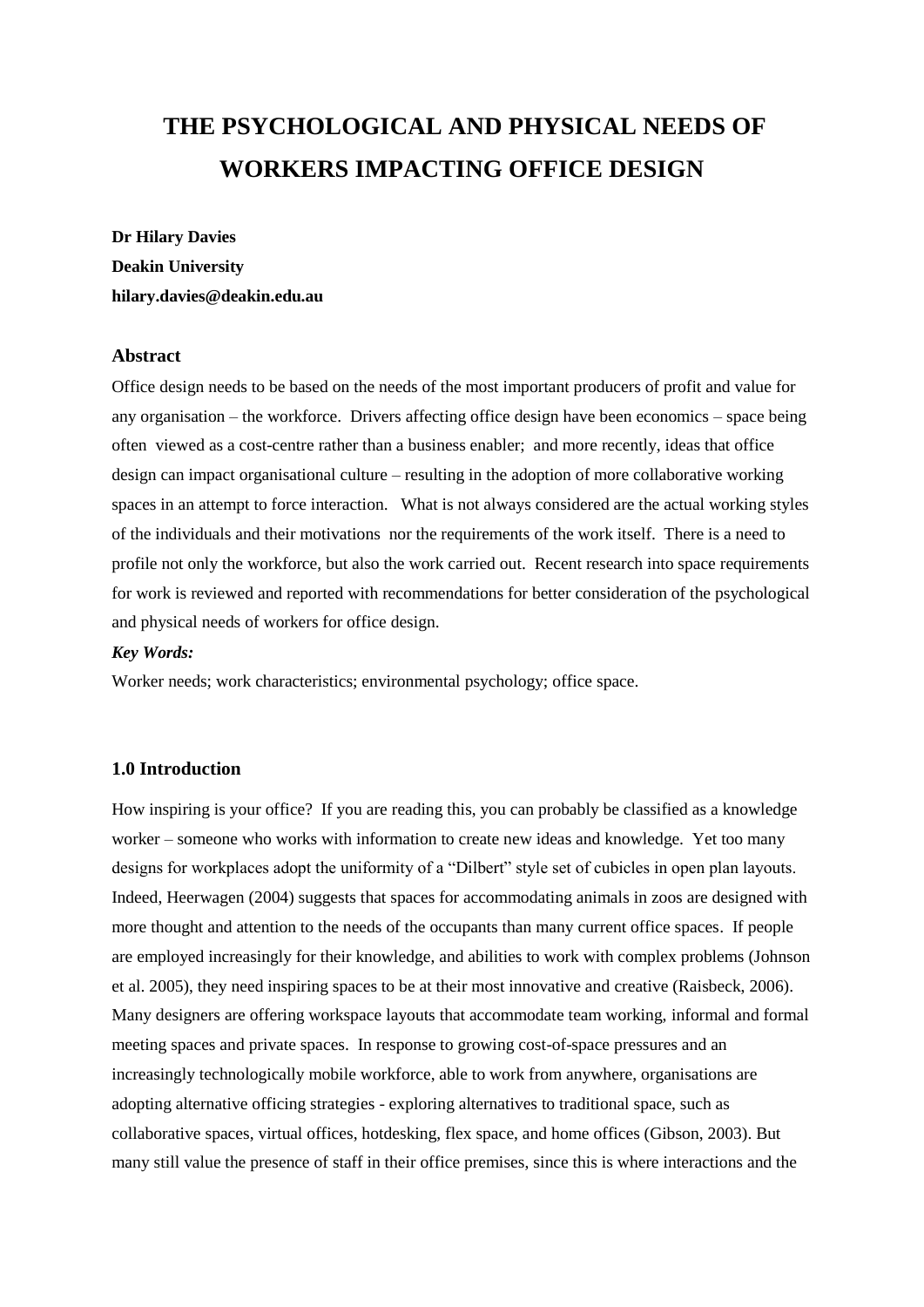# THE PSYCHOLOGICAL AND PHYSICAL NEEDS OF WORKERS IMPACTING OFFICE DESIGN

**Dr Hilary Davies**
**Deakin University**
**hilary.davies@deakin.edu.au**

### Abstract

Office design needs to be based on the needs of the most important producers of profit and value for any organisation – the workforce. Drivers affecting office design have been economics – space being often viewed as a cost-centre rather than a business enabler; and more recently, ideas that office design can impact organisational culture – resulting in the adoption of more collaborative working spaces in an attempt to force interaction. What is not always considered are the actual working styles of the individuals and their motivations nor the requirements of the work itself. There is a need to profile not only the workforce, but also the work carried out. Recent research into space requirements for work is reviewed and reported with recommendations for better consideration of the psychological and physical needs of workers for office design.

***Key Words:***

Worker needs; work characteristics; environmental psychology; office space.

### 1.0 Introduction

How inspiring is your office? If you are reading this, you can probably be classified as a knowledge worker – someone who works with information to create new ideas and knowledge. Yet too many designs for workplaces adopt the uniformity of a "Dilbert" style set of cubicles in open plan layouts. Indeed, Heerwagen (2004) suggests that spaces for accommodating animals in zoos are designed with more thought and attention to the needs of the occupants than many current office spaces. If people are employed increasingly for their knowledge, and abilities to work with complex problems (Johnson et al. 2005), they need inspiring spaces to be at their most innovative and creative (Raisbeck, 2006). Many designers are offering workspace layouts that accommodate team working, informal and formal meeting spaces and private spaces. In response to growing cost-of-space pressures and an increasingly technologically mobile workforce, able to work from anywhere, organisations are adopting alternative officing strategies - exploring alternatives to traditional space, such as collaborative spaces, virtual offices, hotdesking, flex space, and home offices (Gibson, 2003). But many still value the presence of staff in their office premises, since this is where interactions and the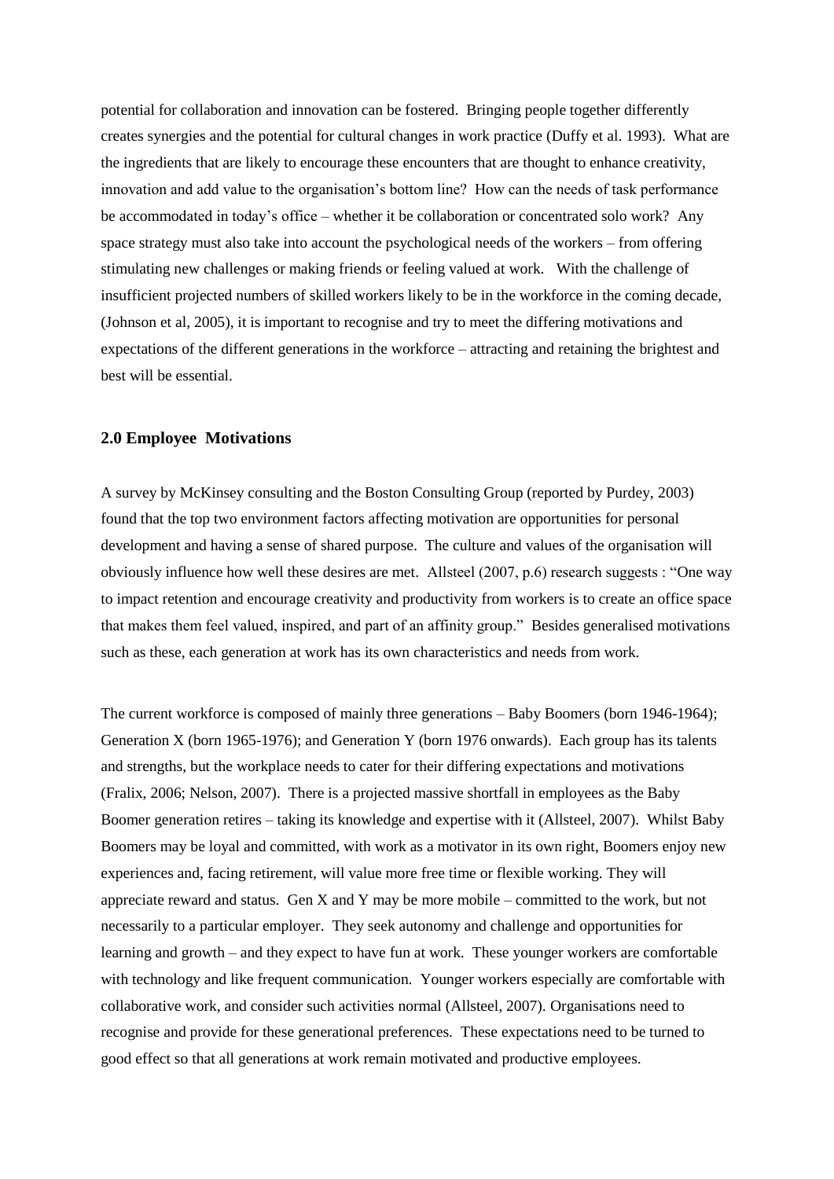potential for collaboration and innovation can be fostered. Bringing people together differently creates synergies and the potential for cultural changes in work practice (Duffy et al. 1993). What are the ingredients that are likely to encourage these encounters that are thought to enhance creativity, innovation and add value to the organisation's bottom line? How can the needs of task performance be accommodated in today's office – whether it be collaboration or concentrated solo work? Any space strategy must also take into account the psychological needs of the workers – from offering stimulating new challenges or making friends or feeling valued at work. With the challenge of insufficient projected numbers of skilled workers likely to be in the workforce in the coming decade, (Johnson et al, 2005), it is important to recognise and try to meet the differing motivations and expectations of the different generations in the workforce – attracting and retaining the brightest and best will be essential.

## 2.0 Employee Motivations

A survey by McKinsey consulting and the Boston Consulting Group (reported by Purdey, 2003) found that the top two environment factors affecting motivation are opportunities for personal development and having a sense of shared purpose. The culture and values of the organisation will obviously influence how well these desires are met. Allsteel (2007, p.6) research suggests : "One way to impact retention and encourage creativity and productivity from workers is to create an office space that makes them feel valued, inspired, and part of an affinity group." Besides generalised motivations such as these, each generation at work has its own characteristics and needs from work.

The current workforce is composed of mainly three generations – Baby Boomers (born 1946-1964); Generation X (born 1965-1976); and Generation Y (born 1976 onwards). Each group has its talents and strengths, but the workplace needs to cater for their differing expectations and motivations (Fralix, 2006; Nelson, 2007). There is a projected massive shortfall in employees as the Baby Boomer generation retires – taking its knowledge and expertise with it (Allsteel, 2007). Whilst Baby Boomers may be loyal and committed, with work as a motivator in its own right, Boomers enjoy new experiences and, facing retirement, will value more free time or flexible working. They will appreciate reward and status. Gen X and Y may be more mobile – committed to the work, but not necessarily to a particular employer. They seek autonomy and challenge and opportunities for learning and growth – and they expect to have fun at work. These younger workers are comfortable with technology and like frequent communication. Younger workers especially are comfortable with collaborative work, and consider such activities normal (Allsteel, 2007). Organisations need to recognise and provide for these generational preferences. These expectations need to be turned to good effect so that all generations at work remain motivated and productive employees.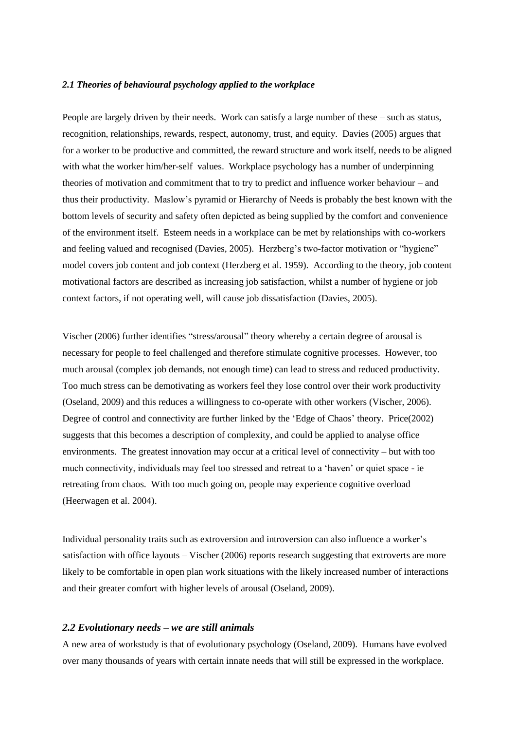### *2.1 Theories of behavioural psychology applied to the workplace*

People are largely driven by their needs. Work can satisfy a large number of these – such as status, recognition, relationships, rewards, respect, autonomy, trust, and equity. Davies (2005) argues that for a worker to be productive and committed, the reward structure and work itself, needs to be aligned with what the worker him/her-self values. Workplace psychology has a number of underpinning theories of motivation and commitment that to try to predict and influence worker behaviour – and thus their productivity. Maslow's pyramid or Hierarchy of Needs is probably the best known with the bottom levels of security and safety often depicted as being supplied by the comfort and convenience of the environment itself. Esteem needs in a workplace can be met by relationships with co-workers and feeling valued and recognised (Davies, 2005). Herzberg's two-factor motivation or "hygiene" model covers job content and job context (Herzberg et al. 1959). According to the theory, job content motivational factors are described as increasing job satisfaction, whilst a number of hygiene or job context factors, if not operating well, will cause job dissatisfaction (Davies, 2005).

Vischer (2006) further identifies "stress/arousal" theory whereby a certain degree of arousal is necessary for people to feel challenged and therefore stimulate cognitive processes. However, too much arousal (complex job demands, not enough time) can lead to stress and reduced productivity. Too much stress can be demotivating as workers feel they lose control over their work productivity (Oseland, 2009) and this reduces a willingness to co-operate with other workers (Vischer, 2006). Degree of control and connectivity are further linked by the 'Edge of Chaos' theory. Price(2002) suggests that this becomes a description of complexity, and could be applied to analyse office environments. The greatest innovation may occur at a critical level of connectivity – but with too much connectivity, individuals may feel too stressed and retreat to a 'haven' or quiet space - ie retreating from chaos. With too much going on, people may experience cognitive overload (Heerwagen et al. 2004).

Individual personality traits such as extroversion and introversion can also influence a worker's satisfaction with office layouts – Vischer (2006) reports research suggesting that extroverts are more likely to be comfortable in open plan work situations with the likely increased number of interactions and their greater comfort with higher levels of arousal (Oseland, 2009).

### *2.2 Evolutionary needs – we are still animals*

A new area of workstudy is that of evolutionary psychology (Oseland, 2009). Humans have evolved over many thousands of years with certain innate needs that will still be expressed in the workplace.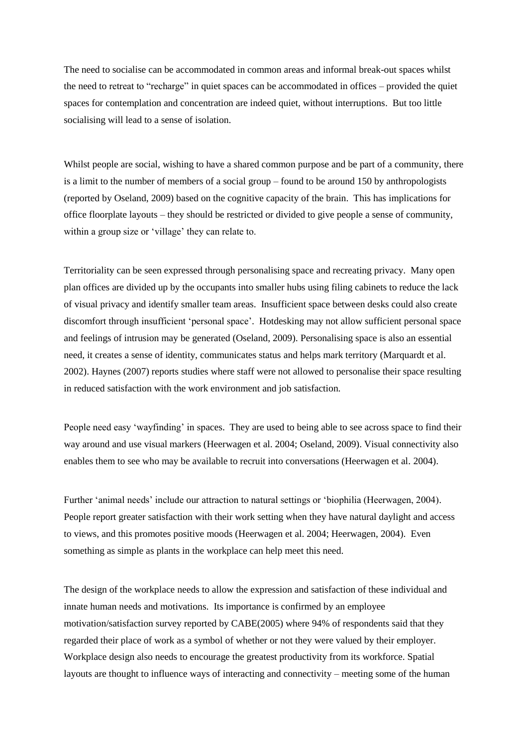The need to socialise can be accommodated in common areas and informal break-out spaces whilst the need to retreat to "recharge" in quiet spaces can be accommodated in offices – provided the quiet spaces for contemplation and concentration are indeed quiet, without interruptions. But too little socialising will lead to a sense of isolation.

Whilst people are social, wishing to have a shared common purpose and be part of a community, there is a limit to the number of members of a social group – found to be around 150 by anthropologists (reported by Oseland, 2009) based on the cognitive capacity of the brain. This has implications for office floorplate layouts – they should be restricted or divided to give people a sense of community, within a group size or 'village' they can relate to.

Territoriality can be seen expressed through personalising space and recreating privacy. Many open plan offices are divided up by the occupants into smaller hubs using filing cabinets to reduce the lack of visual privacy and identify smaller team areas. Insufficient space between desks could also create discomfort through insufficient 'personal space'. Hotdesking may not allow sufficient personal space and feelings of intrusion may be generated (Oseland, 2009). Personalising space is also an essential need, it creates a sense of identity, communicates status and helps mark territory (Marquardt et al. 2002). Haynes (2007) reports studies where staff were not allowed to personalise their space resulting in reduced satisfaction with the work environment and job satisfaction.

People need easy 'wayfinding' in spaces. They are used to being able to see across space to find their way around and use visual markers (Heerwagen et al. 2004; Oseland, 2009). Visual connectivity also enables them to see who may be available to recruit into conversations (Heerwagen et al. 2004).

Further 'animal needs' include our attraction to natural settings or 'biophilia (Heerwagen, 2004). People report greater satisfaction with their work setting when they have natural daylight and access to views, and this promotes positive moods (Heerwagen et al. 2004; Heerwagen, 2004). Even something as simple as plants in the workplace can help meet this need.

The design of the workplace needs to allow the expression and satisfaction of these individual and innate human needs and motivations. Its importance is confirmed by an employee motivation/satisfaction survey reported by CABE(2005) where 94% of respondents said that they regarded their place of work as a symbol of whether or not they were valued by their employer. Workplace design also needs to encourage the greatest productivity from its workforce. Spatial layouts are thought to influence ways of interacting and connectivity – meeting some of the human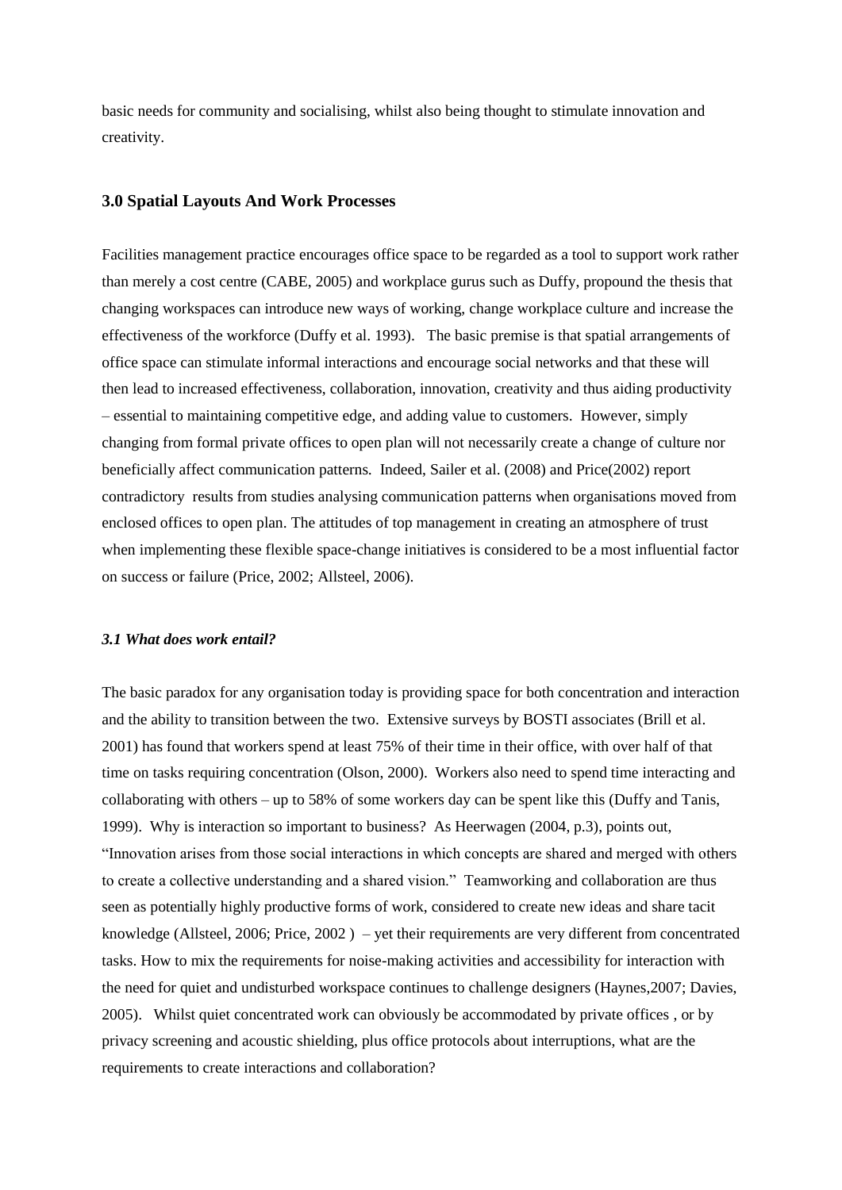basic needs for community and socialising, whilst also being thought to stimulate innovation and creativity.

### 3.0 Spatial Layouts And Work Processes

Facilities management practice encourages office space to be regarded as a tool to support work rather than merely a cost centre (CABE, 2005) and workplace gurus such as Duffy, propound the thesis that changing workspaces can introduce new ways of working, change workplace culture and increase the effectiveness of the workforce (Duffy et al. 1993). The basic premise is that spatial arrangements of office space can stimulate informal interactions and encourage social networks and that these will then lead to increased effectiveness, collaboration, innovation, creativity and thus aiding productivity – essential to maintaining competitive edge, and adding value to customers. However, simply changing from formal private offices to open plan will not necessarily create a change of culture nor beneficially affect communication patterns. Indeed, Sailer et al. (2008) and Price(2002) report contradictory results from studies analysing communication patterns when organisations moved from enclosed offices to open plan. The attitudes of top management in creating an atmosphere of trust when implementing these flexible space-change initiatives is considered to be a most influential factor on success or failure (Price, 2002; Allsteel, 2006).

#### *3.1 What does work entail?*

The basic paradox for any organisation today is providing space for both concentration and interaction and the ability to transition between the two. Extensive surveys by BOSTI associates (Brill et al. 2001) has found that workers spend at least 75% of their time in their office, with over half of that time on tasks requiring concentration (Olson, 2000). Workers also need to spend time interacting and collaborating with others – up to 58% of some workers day can be spent like this (Duffy and Tanis, 1999). Why is interaction so important to business? As Heerwagen (2004, p.3), points out, "Innovation arises from those social interactions in which concepts are shared and merged with others to create a collective understanding and a shared vision." Teamworking and collaboration are thus seen as potentially highly productive forms of work, considered to create new ideas and share tacit knowledge (Allsteel, 2006; Price, 2002 ) – yet their requirements are very different from concentrated tasks. How to mix the requirements for noise-making activities and accessibility for interaction with the need for quiet and undisturbed workspace continues to challenge designers (Haynes,2007; Davies, 2005). Whilst quiet concentrated work can obviously be accommodated by private offices , or by privacy screening and acoustic shielding, plus office protocols about interruptions, what are the requirements to create interactions and collaboration?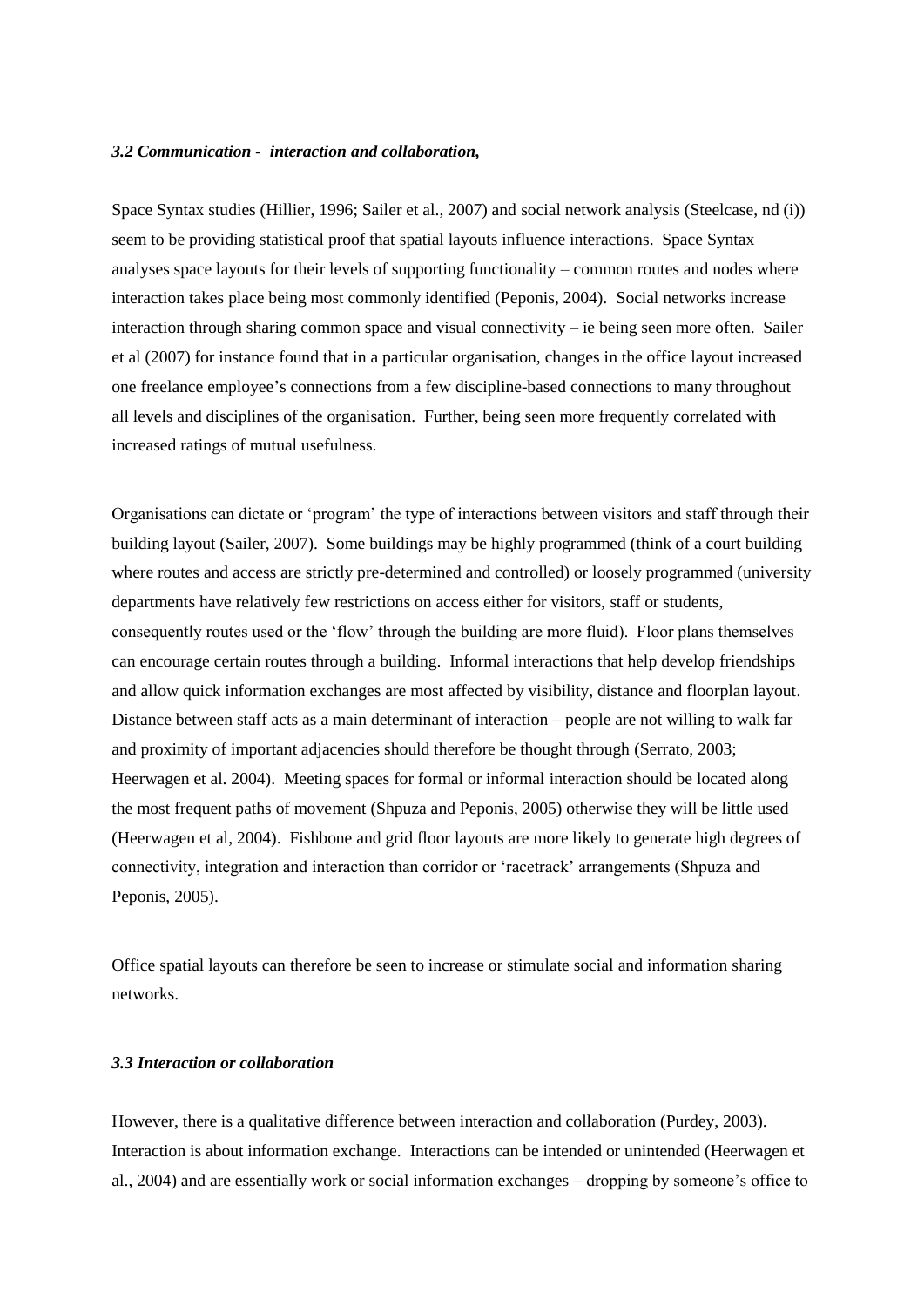### *3.2 Communication - interaction and collaboration,*

Space Syntax studies (Hillier, 1996; Sailer et al., 2007) and social network analysis (Steelcase, nd (i)) seem to be providing statistical proof that spatial layouts influence interactions. Space Syntax analyses space layouts for their levels of supporting functionality – common routes and nodes where interaction takes place being most commonly identified (Peponis, 2004). Social networks increase interaction through sharing common space and visual connectivity – ie being seen more often. Sailer et al (2007) for instance found that in a particular organisation, changes in the office layout increased one freelance employee's connections from a few discipline-based connections to many throughout all levels and disciplines of the organisation. Further, being seen more frequently correlated with increased ratings of mutual usefulness.

Organisations can dictate or 'program' the type of interactions between visitors and staff through their building layout (Sailer, 2007). Some buildings may be highly programmed (think of a court building where routes and access are strictly pre-determined and controlled) or loosely programmed (university departments have relatively few restrictions on access either for visitors, staff or students, consequently routes used or the 'flow' through the building are more fluid). Floor plans themselves can encourage certain routes through a building. Informal interactions that help develop friendships and allow quick information exchanges are most affected by visibility, distance and floorplan layout. Distance between staff acts as a main determinant of interaction – people are not willing to walk far and proximity of important adjacencies should therefore be thought through (Serrato, 2003; Heerwagen et al. 2004). Meeting spaces for formal or informal interaction should be located along the most frequent paths of movement (Shpuza and Peponis, 2005) otherwise they will be little used (Heerwagen et al, 2004). Fishbone and grid floor layouts are more likely to generate high degrees of connectivity, integration and interaction than corridor or 'racetrack' arrangements (Shpuza and Peponis, 2005).

Office spatial layouts can therefore be seen to increase or stimulate social and information sharing networks.

### *3.3 Interaction or collaboration*

However, there is a qualitative difference between interaction and collaboration (Purdey, 2003). Interaction is about information exchange. Interactions can be intended or unintended (Heerwagen et al., 2004) and are essentially work or social information exchanges – dropping by someone's office to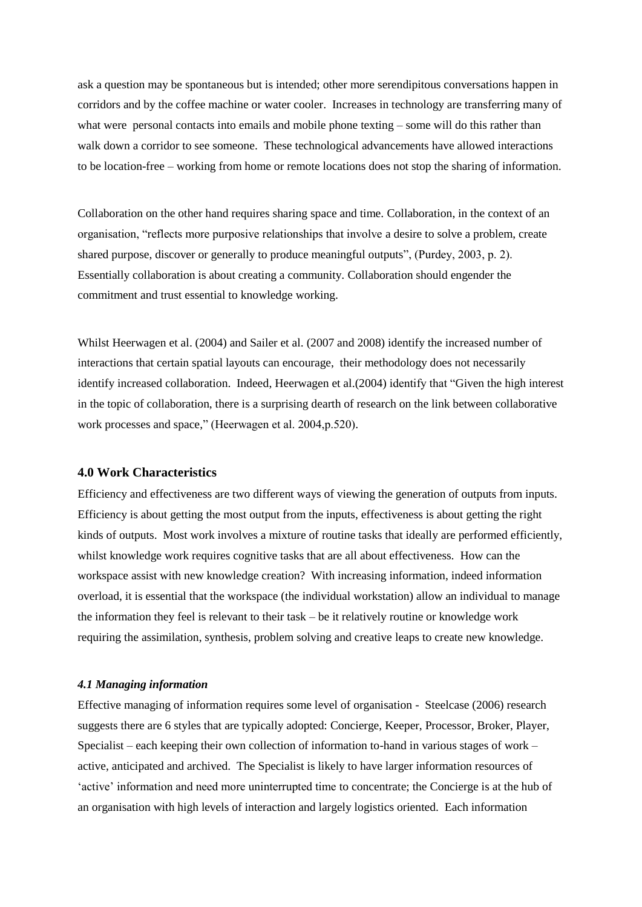ask a question may be spontaneous but is intended; other more serendipitous conversations happen in corridors and by the coffee machine or water cooler. Increases in technology are transferring many of what were personal contacts into emails and mobile phone texting – some will do this rather than walk down a corridor to see someone. These technological advancements have allowed interactions to be location-free – working from home or remote locations does not stop the sharing of information.

Collaboration on the other hand requires sharing space and time. Collaboration, in the context of an organisation, "reflects more purposive relationships that involve a desire to solve a problem, create shared purpose, discover or generally to produce meaningful outputs", (Purdey, 2003, p. 2). Essentially collaboration is about creating a community. Collaboration should engender the commitment and trust essential to knowledge working.

Whilst Heerwagen et al. (2004) and Sailer et al. (2007 and 2008) identify the increased number of interactions that certain spatial layouts can encourage, their methodology does not necessarily identify increased collaboration. Indeed, Heerwagen et al.(2004) identify that "Given the high interest in the topic of collaboration, there is a surprising dearth of research on the link between collaborative work processes and space," (Heerwagen et al. 2004,p.520).

## 4.0 Work Characteristics

Efficiency and effectiveness are two different ways of viewing the generation of outputs from inputs. Efficiency is about getting the most output from the inputs, effectiveness is about getting the right kinds of outputs. Most work involves a mixture of routine tasks that ideally are performed efficiently, whilst knowledge work requires cognitive tasks that are all about effectiveness. How can the workspace assist with new knowledge creation? With increasing information, indeed information overload, it is essential that the workspace (the individual workstation) allow an individual to manage the information they feel is relevant to their task – be it relatively routine or knowledge work requiring the assimilation, synthesis, problem solving and creative leaps to create new knowledge.

### *4.1 Managing information*

Effective managing of information requires some level of organisation - Steelcase (2006) research suggests there are 6 styles that are typically adopted: Concierge, Keeper, Processor, Broker, Player, Specialist – each keeping their own collection of information to-hand in various stages of work – active, anticipated and archived. The Specialist is likely to have larger information resources of 'active' information and need more uninterrupted time to concentrate; the Concierge is at the hub of an organisation with high levels of interaction and largely logistics oriented. Each information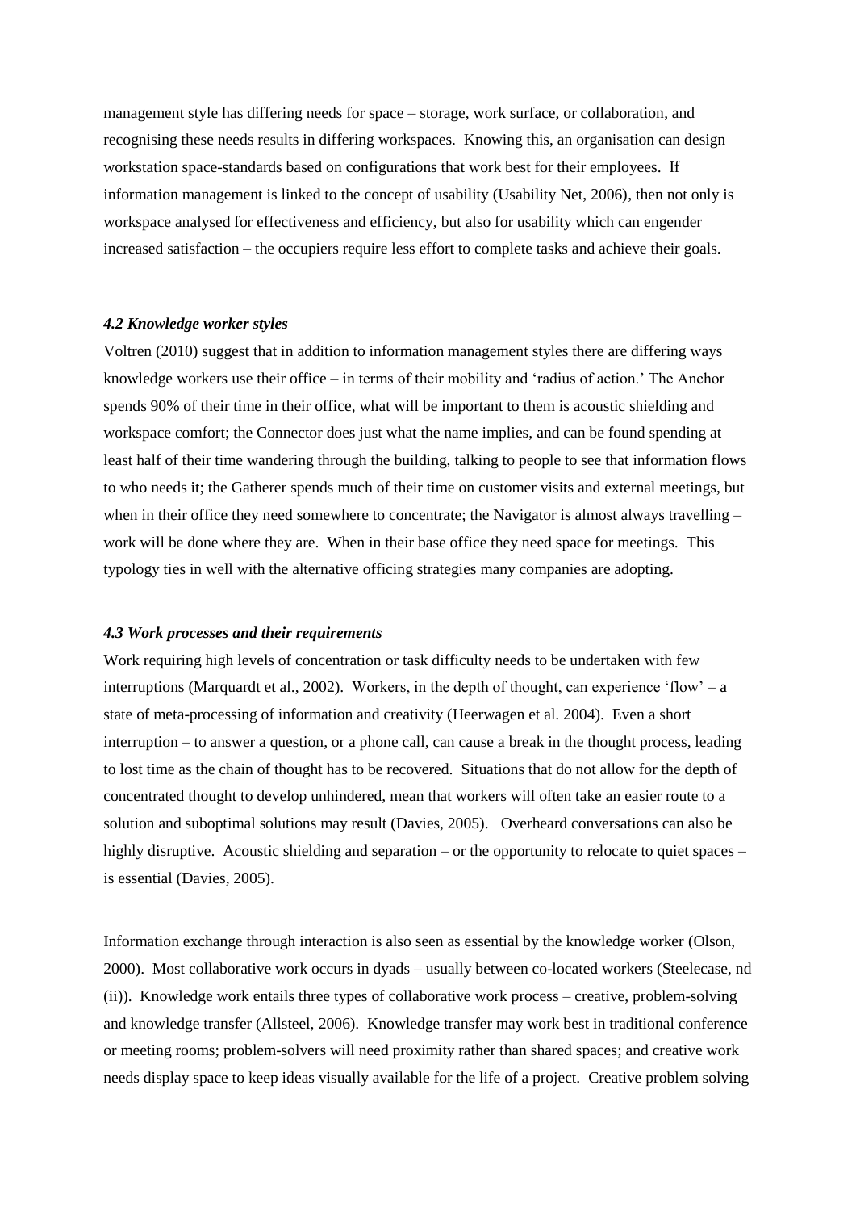management style has differing needs for space – storage, work surface, or collaboration, and recognising these needs results in differing workspaces. Knowing this, an organisation can design workstation space-standards based on configurations that work best for their employees. If information management is linked to the concept of usability (Usability Net, 2006), then not only is workspace analysed for effectiveness and efficiency, but also for usability which can engender increased satisfaction – the occupiers require less effort to complete tasks and achieve their goals.

### *4.2 Knowledge worker styles*

Voltren (2010) suggest that in addition to information management styles there are differing ways knowledge workers use their office – in terms of their mobility and 'radius of action.' The Anchor spends 90% of their time in their office, what will be important to them is acoustic shielding and workspace comfort; the Connector does just what the name implies, and can be found spending at least half of their time wandering through the building, talking to people to see that information flows to who needs it; the Gatherer spends much of their time on customer visits and external meetings, but when in their office they need somewhere to concentrate; the Navigator is almost always travelling – work will be done where they are. When in their base office they need space for meetings. This typology ties in well with the alternative officing strategies many companies are adopting.

### *4.3 Work processes and their requirements*

Work requiring high levels of concentration or task difficulty needs to be undertaken with few interruptions (Marquardt et al., 2002). Workers, in the depth of thought, can experience 'flow' – a state of meta-processing of information and creativity (Heerwagen et al. 2004). Even a short interruption – to answer a question, or a phone call, can cause a break in the thought process, leading to lost time as the chain of thought has to be recovered. Situations that do not allow for the depth of concentrated thought to develop unhindered, mean that workers will often take an easier route to a solution and suboptimal solutions may result (Davies, 2005). Overheard conversations can also be highly disruptive. Acoustic shielding and separation – or the opportunity to relocate to quiet spaces – is essential (Davies, 2005).

Information exchange through interaction is also seen as essential by the knowledge worker (Olson, 2000). Most collaborative work occurs in dyads – usually between co-located workers (Steelecase, nd (ii)). Knowledge work entails three types of collaborative work process – creative, problem-solving and knowledge transfer (Allsteel, 2006). Knowledge transfer may work best in traditional conference or meeting rooms; problem-solvers will need proximity rather than shared spaces; and creative work needs display space to keep ideas visually available for the life of a project. Creative problem solving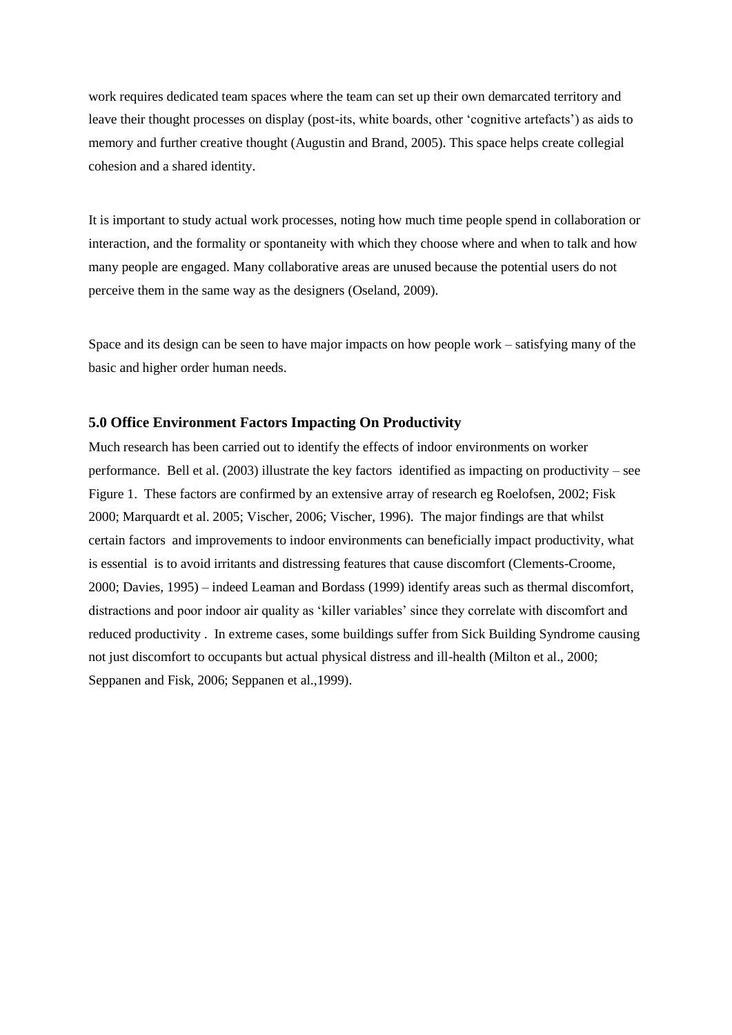work requires dedicated team spaces where the team can set up their own demarcated territory and leave their thought processes on display (post-its, white boards, other 'cognitive artefacts') as aids to memory and further creative thought (Augustin and Brand, 2005). This space helps create collegial cohesion and a shared identity.

It is important to study actual work processes, noting how much time people spend in collaboration or interaction, and the formality or spontaneity with which they choose where and when to talk and how many people are engaged. Many collaborative areas are unused because the potential users do not perceive them in the same way as the designers (Oseland, 2009).

Space and its design can be seen to have major impacts on how people work – satisfying many of the basic and higher order human needs.

### 5.0 Office Environment Factors Impacting On Productivity

Much research has been carried out to identify the effects of indoor environments on worker performance. Bell et al. (2003) illustrate the key factors identified as impacting on productivity – see Figure 1. These factors are confirmed by an extensive array of research eg Roelofsen, 2002; Fisk 2000; Marquardt et al. 2005; Vischer, 2006; Vischer, 1996). The major findings are that whilst certain factors and improvements to indoor environments can beneficially impact productivity, what is essential is to avoid irritants and distressing features that cause discomfort (Clements-Croome, 2000; Davies, 1995) – indeed Leaman and Bordass (1999) identify areas such as thermal discomfort, distractions and poor indoor air quality as 'killer variables' since they correlate with discomfort and reduced productivity . In extreme cases, some buildings suffer from Sick Building Syndrome causing not just discomfort to occupants but actual physical distress and ill-health (Milton et al., 2000; Seppanen and Fisk, 2006; Seppanen et al.,1999).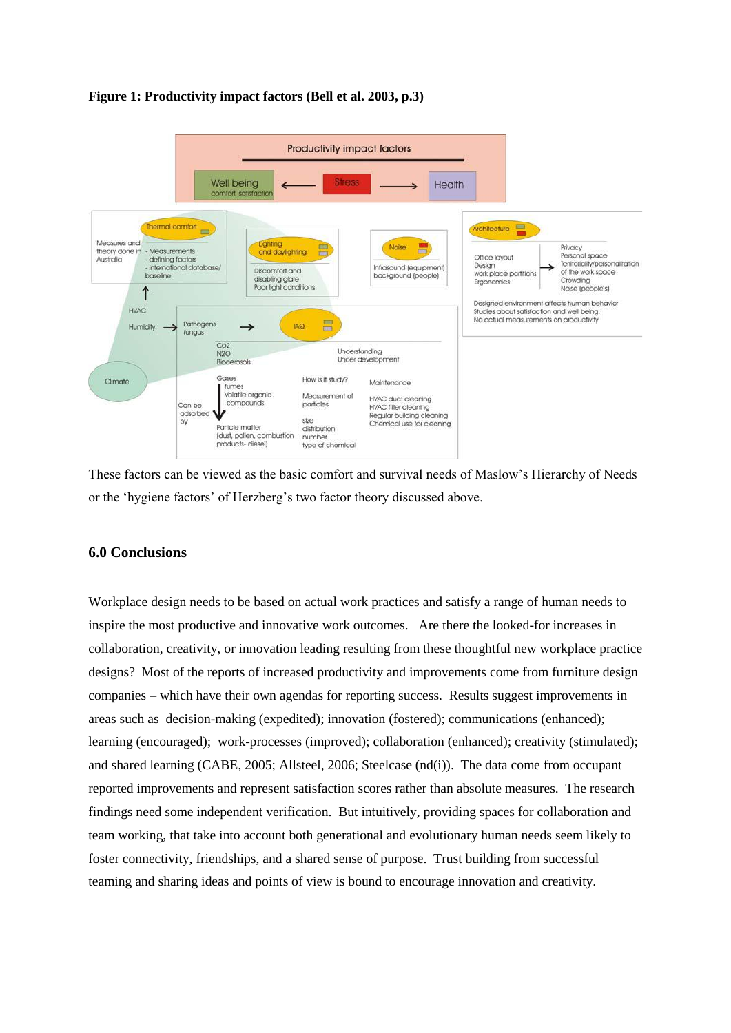**Figure 1: Productivity impact factors (Bell et al. 2003, p.3)**

These factors can be viewed as the basic comfort and survival needs of Maslow's Hierarchy of Needs or the 'hygiene factors' of Herzberg's two factor theory discussed above.

### 6.0 Conclusions

Workplace design needs to be based on actual work practices and satisfy a range of human needs to inspire the most productive and innovative work outcomes. Are there the looked-for increases in collaboration, creativity, or innovation leading resulting from these thoughtful new workplace practice designs? Most of the reports of increased productivity and improvements come from furniture design companies – which have their own agendas for reporting success. Results suggest improvements in areas such as decision-making (expedited); innovation (fostered); communications (enhanced); learning (encouraged); work-processes (improved); collaboration (enhanced); creativity (stimulated); and shared learning (CABE, 2005; Allsteel, 2006; Steelcase (nd(i)). The data come from occupant reported improvements and represent satisfaction scores rather than absolute measures. The research findings need some independent verification. But intuitively, providing spaces for collaboration and team working, that take into account both generational and evolutionary human needs seem likely to foster connectivity, friendships, and a shared sense of purpose. Trust building from successful teaming and sharing ideas and points of view is bound to encourage innovation and creativity.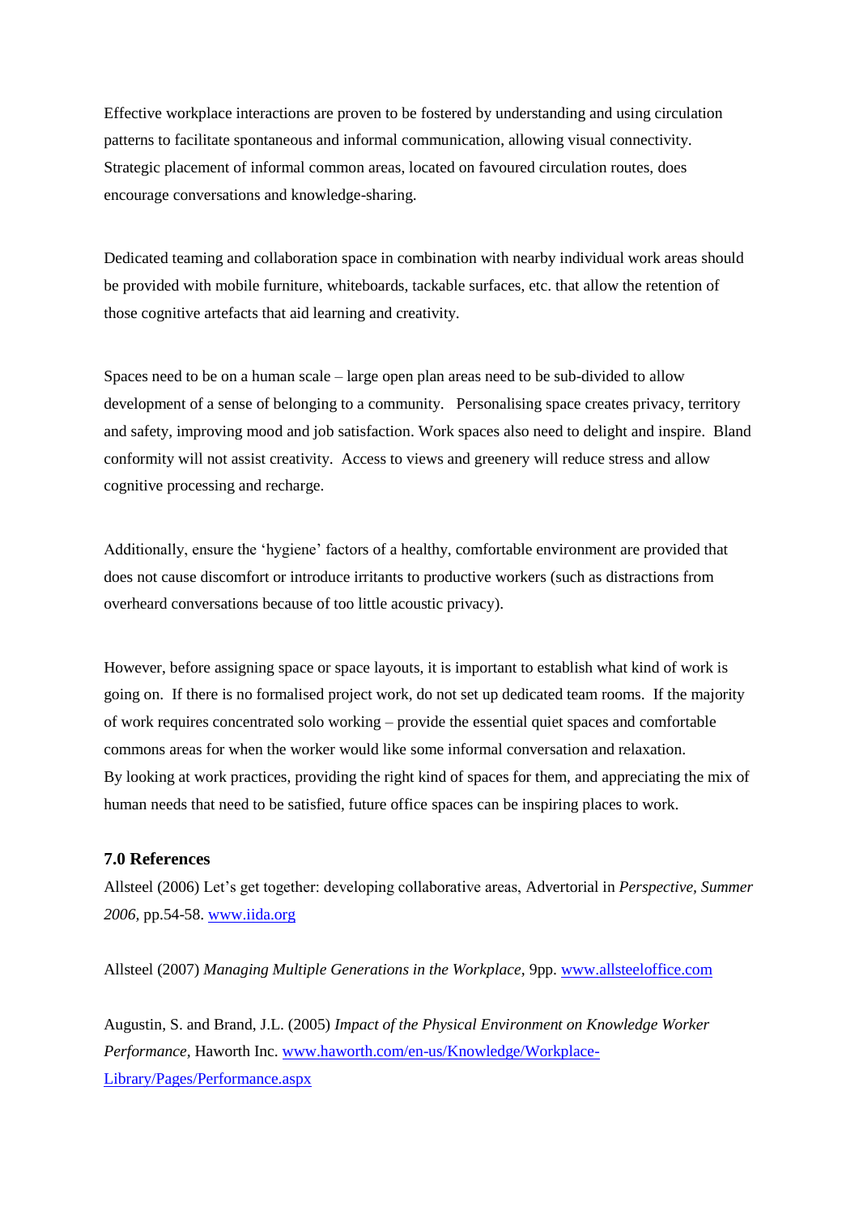Effective workplace interactions are proven to be fostered by understanding and using circulation patterns to facilitate spontaneous and informal communication, allowing visual connectivity. Strategic placement of informal common areas, located on favoured circulation routes, does encourage conversations and knowledge-sharing.

Dedicated teaming and collaboration space in combination with nearby individual work areas should be provided with mobile furniture, whiteboards, tackable surfaces, etc. that allow the retention of those cognitive artefacts that aid learning and creativity.

Spaces need to be on a human scale – large open plan areas need to be sub-divided to allow development of a sense of belonging to a community. Personalising space creates privacy, territory and safety, improving mood and job satisfaction. Work spaces also need to delight and inspire. Bland conformity will not assist creativity. Access to views and greenery will reduce stress and allow cognitive processing and recharge.

Additionally, ensure the 'hygiene' factors of a healthy, comfortable environment are provided that does not cause discomfort or introduce irritants to productive workers (such as distractions from overheard conversations because of too little acoustic privacy).

However, before assigning space or space layouts, it is important to establish what kind of work is going on. If there is no formalised project work, do not set up dedicated team rooms. If the majority of work requires concentrated solo working – provide the essential quiet spaces and comfortable commons areas for when the worker would like some informal conversation and relaxation.
By looking at work practices, providing the right kind of spaces for them, and appreciating the mix of human needs that need to be satisfied, future office spaces can be inspiring places to work.

## 7.0 References

Allsteel (2006) Let's get together: developing collaborative areas, Advertorial in *Perspective, Summer 2006*, pp.54-58. www.iida.org

Allsteel (2007) *Managing Multiple Generations in the Workplace*, 9pp. www.allsteeloffice.com

Augustin, S. and Brand, J.L. (2005) *Impact of the Physical Environment on Knowledge Worker Performance*, Haworth Inc. www.haworth.com/en-us/Knowledge/Workplace-Library/Pages/Performance.aspx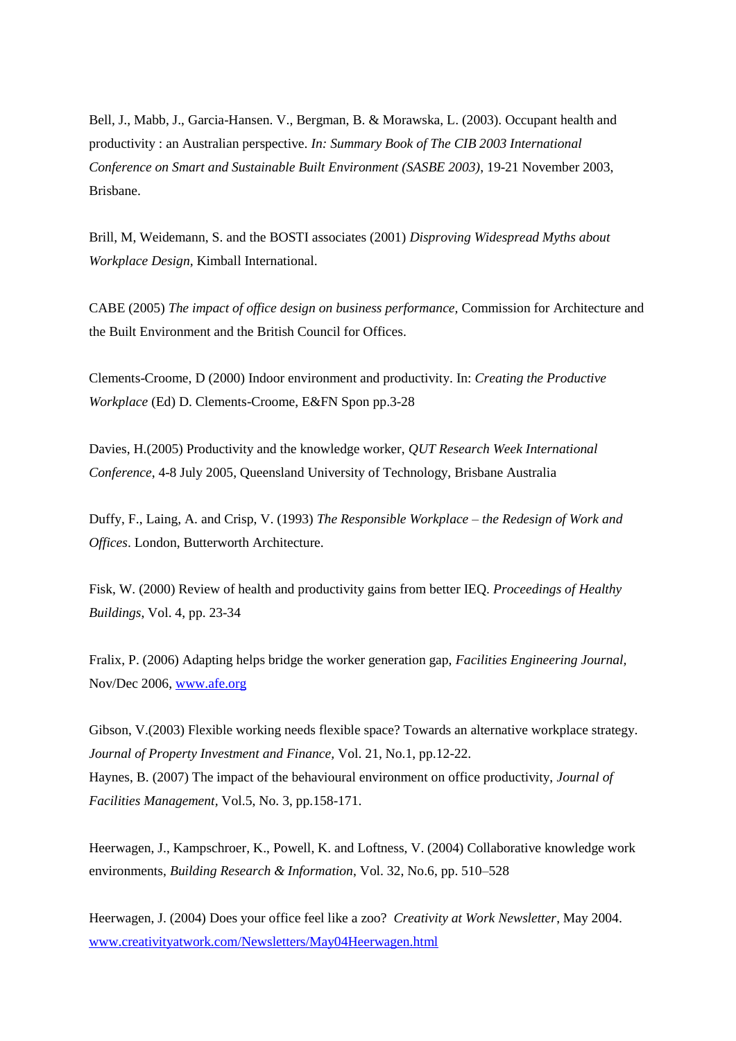Bell, J., Mabb, J., Garcia-Hansen. V., Bergman, B. & Morawska, L. (2003). Occupant health and productivity : an Australian perspective. *In: Summary Book of The CIB 2003 International Conference on Smart and Sustainable Built Environment (SASBE 2003)*, 19-21 November 2003, Brisbane.

Brill, M, Weidemann, S. and the BOSTI associates (2001) *Disproving Widespread Myths about Workplace Design*, Kimball International.

CABE (2005) *The impact of office design on business performance*, Commission for Architecture and the Built Environment and the British Council for Offices.

Clements-Croome, D (2000) Indoor environment and productivity. In: *Creating the Productive Workplace* (Ed) D. Clements-Croome, E&FN Spon pp.3-28

Davies, H.(2005) Productivity and the knowledge worker, *QUT Research Week International Conference*, 4-8 July 2005, Queensland University of Technology, Brisbane Australia

Duffy, F., Laing, A. and Crisp, V. (1993) *The Responsible Workplace – the Redesign of Work and Offices*. London, Butterworth Architecture.

Fisk, W. (2000) Review of health and productivity gains from better IEQ. *Proceedings of Healthy Buildings*, Vol. 4, pp. 23-34

Fralix, P. (2006) Adapting helps bridge the worker generation gap, *Facilities Engineering Journal*, Nov/Dec 2006, www.afe.org

Gibson, V.(2003) Flexible working needs flexible space? Towards an alternative workplace strategy. *Journal of Property Investment and Finance*, Vol. 21, No.1, pp.12-22.

Haynes, B. (2007) The impact of the behavioural environment on office productivity, *Journal of Facilities Management*, Vol.5, No. 3, pp.158-171.

Heerwagen, J., Kampschroer, K., Powell, K. and Loftness, V. (2004) Collaborative knowledge work environments, *Building Research & Information*, Vol. 32, No.6, pp. 510–528

Heerwagen, J. (2004) Does your office feel like a zoo? *Creativity at Work Newsletter*, May 2004. www.creativityatwork.com/Newsletters/May04Heerwagen.html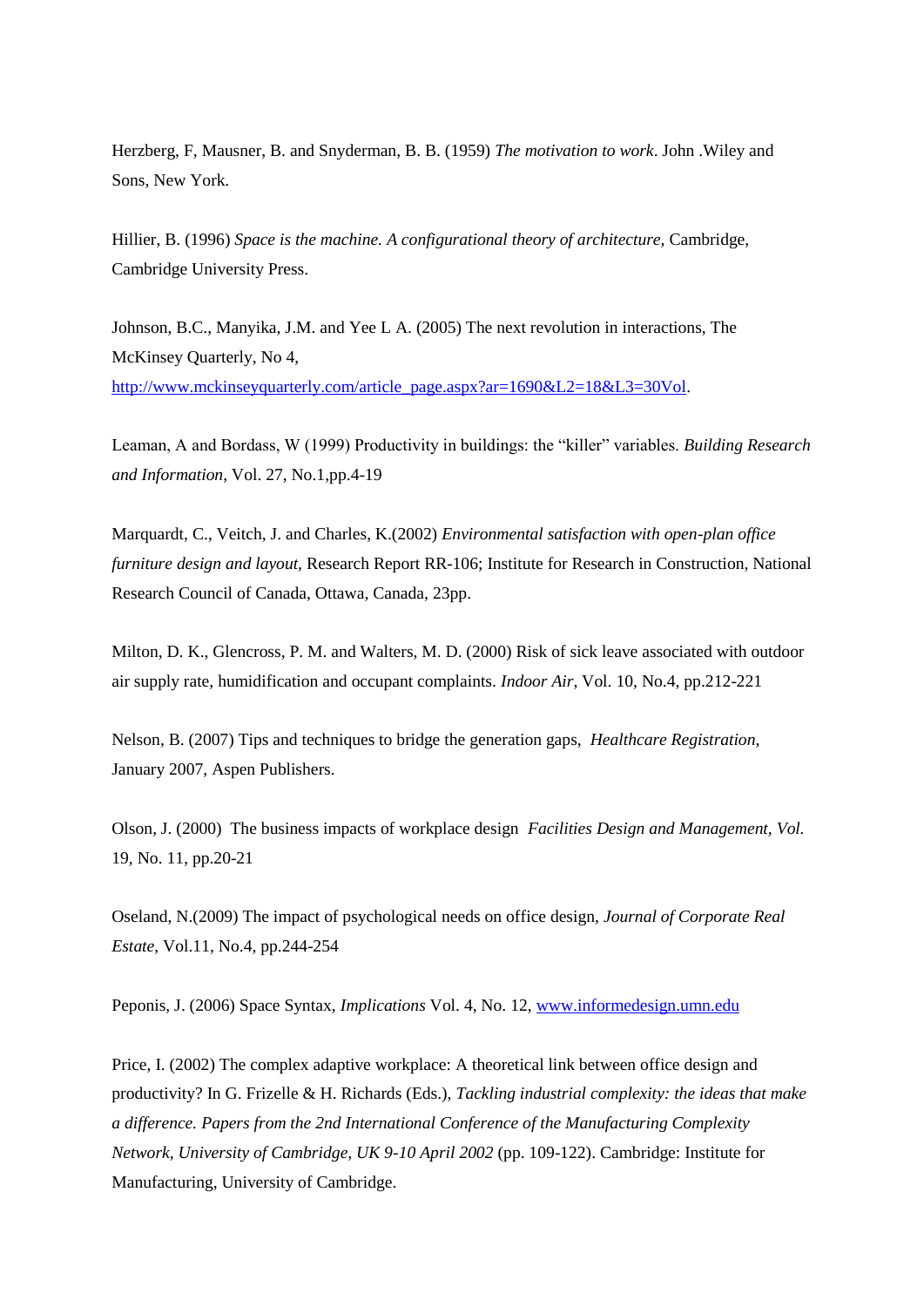Herzberg, F, Mausner, B. and Snyderman, B. B. (1959) *The motivation to work*. John .Wiley and Sons, New York.

Hillier, B. (1996) *Space is the machine. A configurational theory of architecture*, Cambridge, Cambridge University Press.

Johnson, B.C., Manyika, J.M. and Yee L A. (2005) The next revolution in interactions, The McKinsey Quarterly, No 4, [http://www.mckinseyquarterly.com/article_page.aspx?ar=1690&L2=18&L3=30Vol](http://www.mckinseyquarterly.com/article_page.aspx?ar=1690&L2=18&L3=30Vol).

Leaman, A and Bordass, W (1999) Productivity in buildings: the "killer" variables. *Building Research and Information*, Vol. 27, No.1,pp.4-19

Marquardt, C., Veitch, J. and Charles, K.(2002) *Environmental satisfaction with open-plan office furniture design and layout*, Research Report RR-106; Institute for Research in Construction, National Research Council of Canada, Ottawa, Canada, 23pp.

Milton, D. K., Glencross, P. M. and Walters, M. D. (2000) Risk of sick leave associated with outdoor air supply rate, humidification and occupant complaints. *Indoor Air*, Vol. 10, No.4, pp.212-221

Nelson, B. (2007) Tips and techniques to bridge the generation gaps, *Healthcare Registration*, January 2007, Aspen Publishers.

Olson, J. (2000) The business impacts of workplace design *Facilities Design and Management, Vol.* 19, No. 11, pp.20-21

Oseland, N.(2009) The impact of psychological needs on office design, *Journal of Corporate Real Estate*, Vol.11, No.4, pp.244-254

Peponis, J. (2006) Space Syntax, *Implications* Vol. 4, No. 12, [www.informedesign.umn.edu](www.informedesign.umn.edu)

Price, I. (2002) The complex adaptive workplace: A theoretical link between office design and productivity? In G. Frizelle & H. Richards (Eds.), *Tackling industrial complexity: the ideas that make a difference. Papers from the 2nd International Conference of the Manufacturing Complexity Network, University of Cambridge, UK 9-10 April 2002* (pp. 109-122). Cambridge: Institute for Manufacturing, University of Cambridge.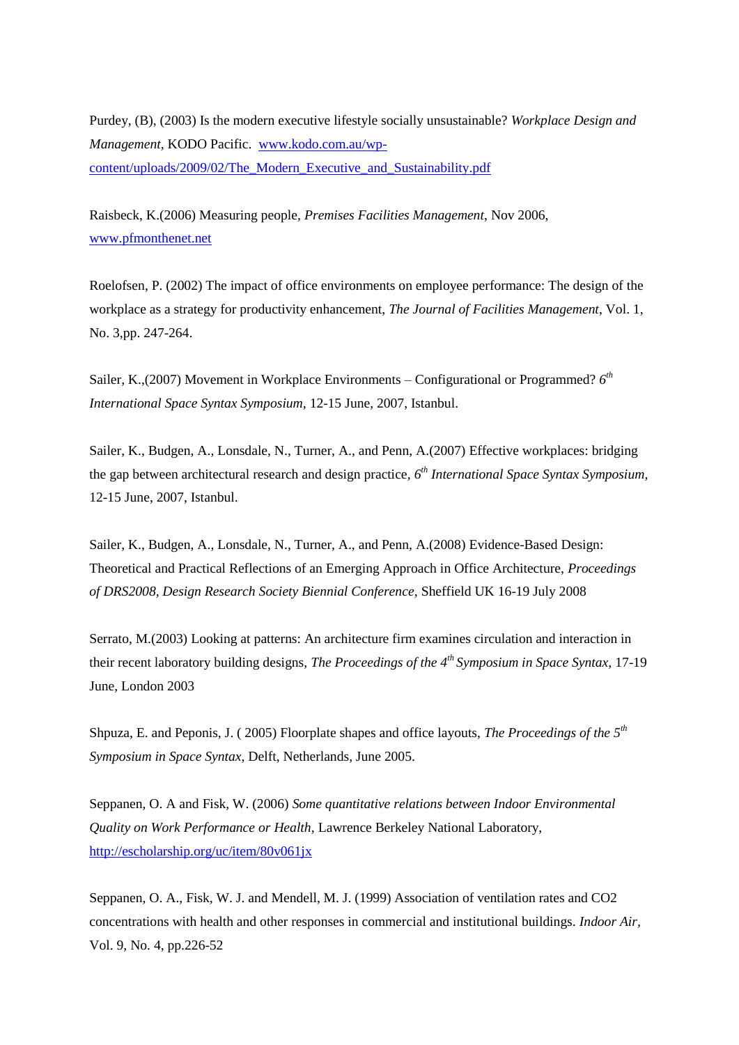Purdey, (B), (2003) Is the modern executive lifestyle socially unsustainable? *Workplace Design and Management,* KODO Pacific. www.kodo.com.au/wp-content/uploads/2009/02/The_Modern_Executive_and_Sustainability.pdf

Raisbeck, K.(2006) Measuring people, *Premises Facilities Management*, Nov 2006, www.pfmonthenet.net

Roelofsen, P. (2002) The impact of office environments on employee performance: The design of the workplace as a strategy for productivity enhancement, *The Journal of Facilities Management*, Vol. 1, No. 3,pp. 247-264.

Sailer, K.,(2007) Movement in Workplace Environments – Configurational or Programmed? *6th International Space Syntax Symposium,* 12-15 June, 2007, Istanbul.

Sailer, K., Budgen, A., Lonsdale, N., Turner, A., and Penn, A.(2007) Effective workplaces: bridging the gap between architectural research and design practice, *6th International Space Syntax Symposium,* 12-15 June, 2007, Istanbul.

Sailer, K., Budgen, A., Lonsdale, N., Turner, A., and Penn, A.(2008) Evidence-Based Design: Theoretical and Practical Reflections of an Emerging Approach in Office Architecture, *Proceedings of DRS2008, Design Research Society Biennial Conference,* Sheffield UK 16-19 July 2008

Serrato, M.(2003) Looking at patterns: An architecture firm examines circulation and interaction in their recent laboratory building designs, *The Proceedings of the 4th Symposium in Space Syntax,* 17-19 June, London 2003

Shpuza, E. and Peponis, J. ( 2005) Floorplate shapes and office layouts, *The Proceedings of the 5th Symposium in Space Syntax,* Delft, Netherlands, June 2005.

Seppanen, O. A and Fisk, W. (2006) *Some quantitative relations between Indoor Environmental Quality on Work Performance or Health*, Lawrence Berkeley National Laboratory, http://escholarship.org/uc/item/80v061jx

Seppanen, O. A., Fisk, W. J. and Mendell, M. J. (1999) Association of ventilation rates and CO2 concentrations with health and other responses in commercial and institutional buildings. *Indoor Air*, Vol. 9, No. 4, pp.226-52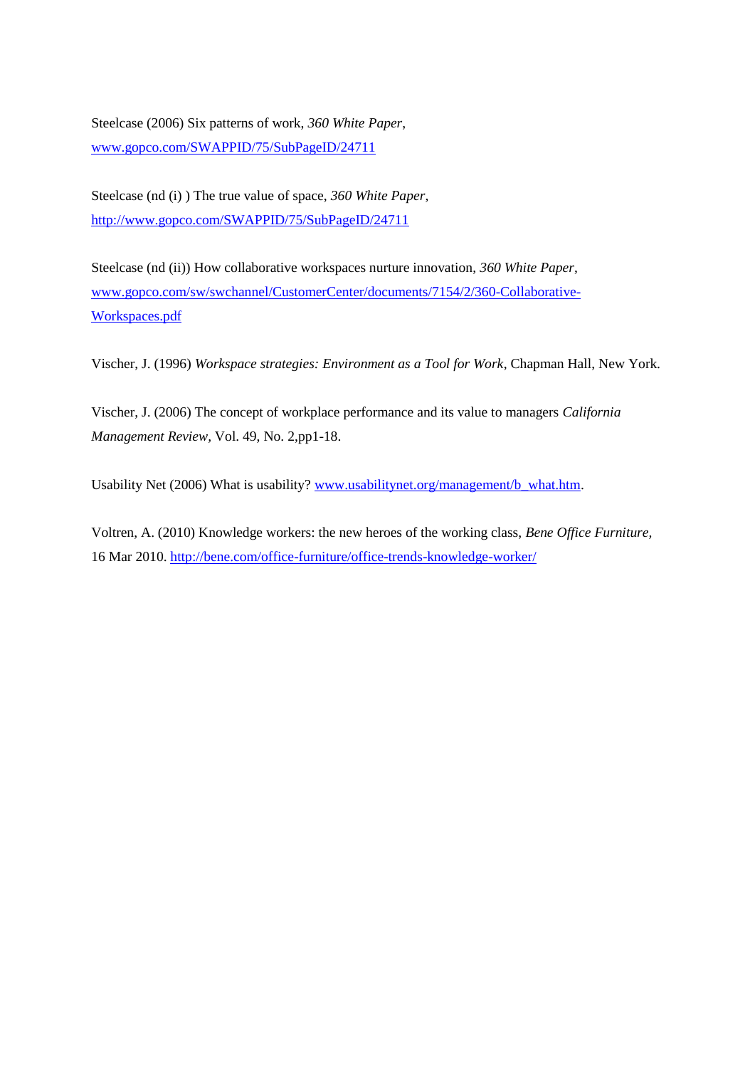Steelcase (2006) Six patterns of work, *360 White Paper*, [www.gopco.com/SWAPPID/75/SubPageID/24711](www.gopco.com/SWAPPID/75/SubPageID/24711)

Steelcase (nd (i) ) The true value of space, *360 White Paper*, [http://www.gopco.com/SWAPPID/75/SubPageID/24711](http://www.gopco.com/SWAPPID/75/SubPageID/24711)

Steelcase (nd (ii)) How collaborative workspaces nurture innovation, *360 White Paper*, [www.gopco.com/sw/swchannel/CustomerCenter/documents/7154/2/360-Collaborative-Workspaces.pdf](www.gopco.com/sw/swchannel/CustomerCenter/documents/7154/2/360-Collaborative-Workspaces.pdf)

Vischer, J. (1996) *Workspace strategies: Environment as a Tool for Work*, Chapman Hall, New York.

Vischer, J. (2006) The concept of workplace performance and its value to managers *California Management Review*, Vol. 49, No. 2,pp1-18.

Usability Net (2006) What is usability? [www.usabilitynet.org/management/b_what.htm](www.usabilitynet.org/management/b_what.htm).

Voltren, A. (2010) Knowledge workers: the new heroes of the working class, *Bene Office Furniture*, 16 Mar 2010. [http://bene.com/office-furniture/office-trends-knowledge-worker/](http://bene.com/office-furniture/office-trends-knowledge-worker/)